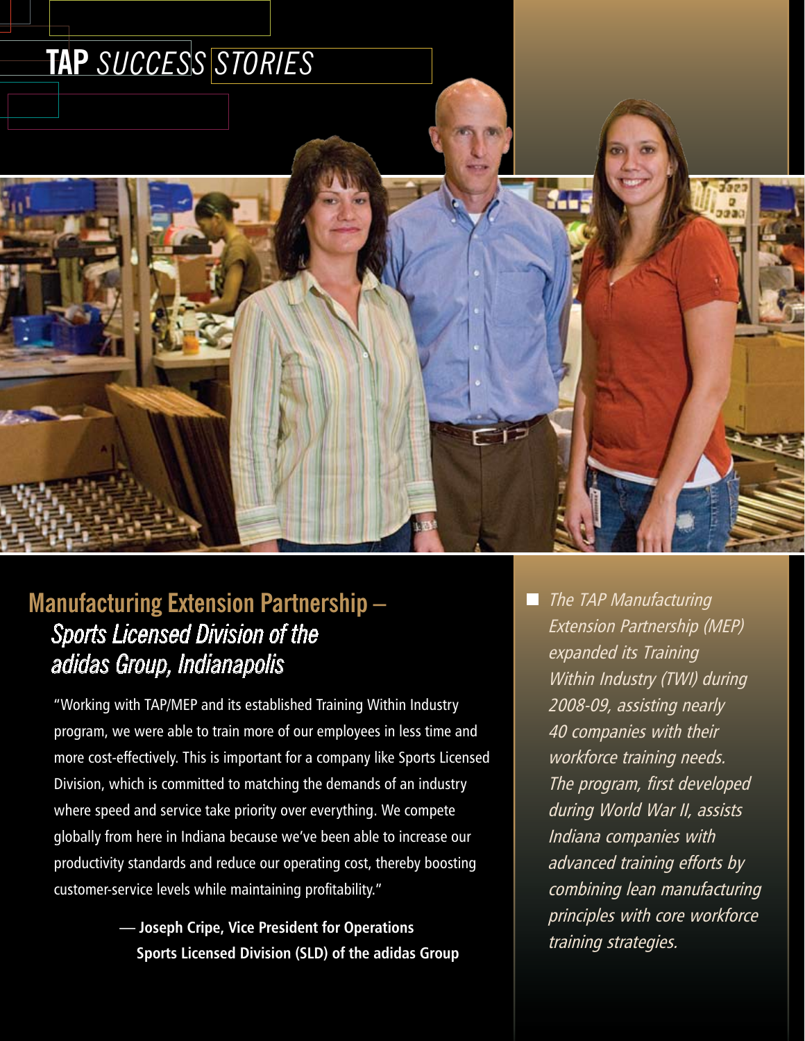# TAP *SUCCESS STORIES*

## Manufacturing Extension Partnership – *Sports Licensed Division of the adidas Group, Indianapolis*

"Working with TAP/MEP and its established Training Within Industry program, we were able to train more of our employees in less time and more cost-effectively. This is important for a company like Sports Licensed Division, which is committed to matching the demands of an industry where speed and service take priority over everything. We compete globally from here in Indiana because we've been able to increase our productivity standards and reduce our operating cost, thereby boosting customer-service levels while maintaining profitability."

**— Joseph Cripe, Vice President for Operations Sports Licensed Division (SLD) of the adidas Group**

- *The TAP Manufacturing Extension Partnership (MEP) expanded its Training Within Industry (TWI) during 2008-09, assisting nearly 40 companies with their workforce training needs. The program, first developed during World War II, assists Indiana companies with advanced training efforts by combining lean manufacturing principles with core workforce training strategies.*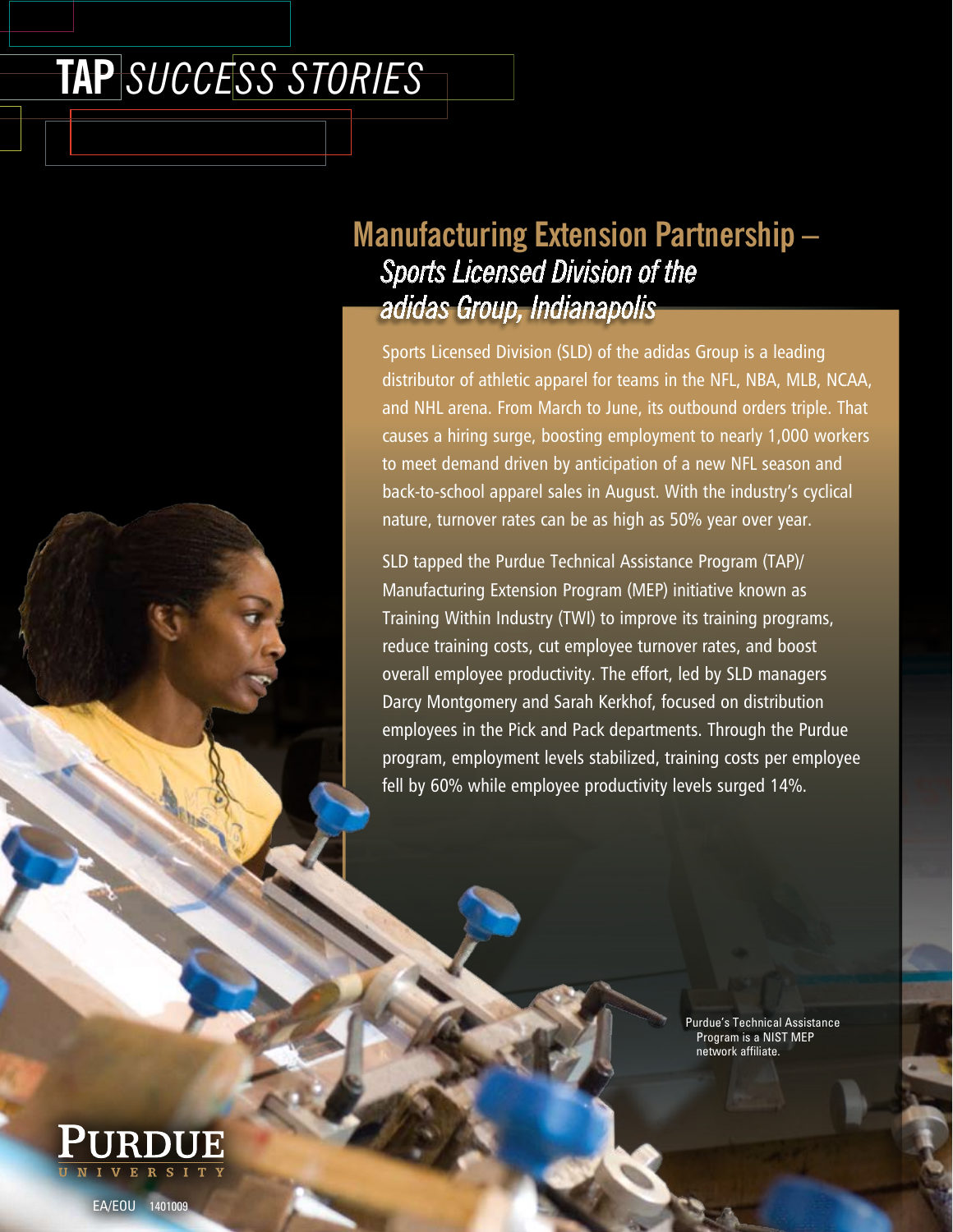# TAP *SUCCESS STORIES*

## Manufacturing Extension Partnership – *Sports Licensed Division of the adidas Group, Indianapolis*

Sports Licensed Division (SLD) of the adidas Group is a leading distributor of athletic apparel for teams in the NFL, NBA, MLB, NCAA, and NHL arena. From March to June, its outbound orders triple. That causes a hiring surge, boosting employment to nearly 1,000 workers to meet demand driven by anticipation of a new NFL season and back-to-school apparel sales in August. With the industry's cyclical nature, turnover rates can be as high as 50% year over year.

SLD tapped the Purdue Technical Assistance Program (TAP)/ Manufacturing Extension Program (MEP) initiative known as Training Within Industry (TWI) to improve its training programs, reduce training costs, cut employee turnover rates, and boost overall employee productivity. The effort, led by SLD managers Darcy Montgomery and Sarah Kerkhof, focused on distribution employees in the Pick and Pack departments. Through the Purdue program, employment levels stabilized, training costs per employee fell by 60% while employee productivity levels surged 14%.

Purdue's Technical Assistance Program is a NIST MEP network affiliate.

PURDUE UNIVERSITY

EA/EOU 1401009